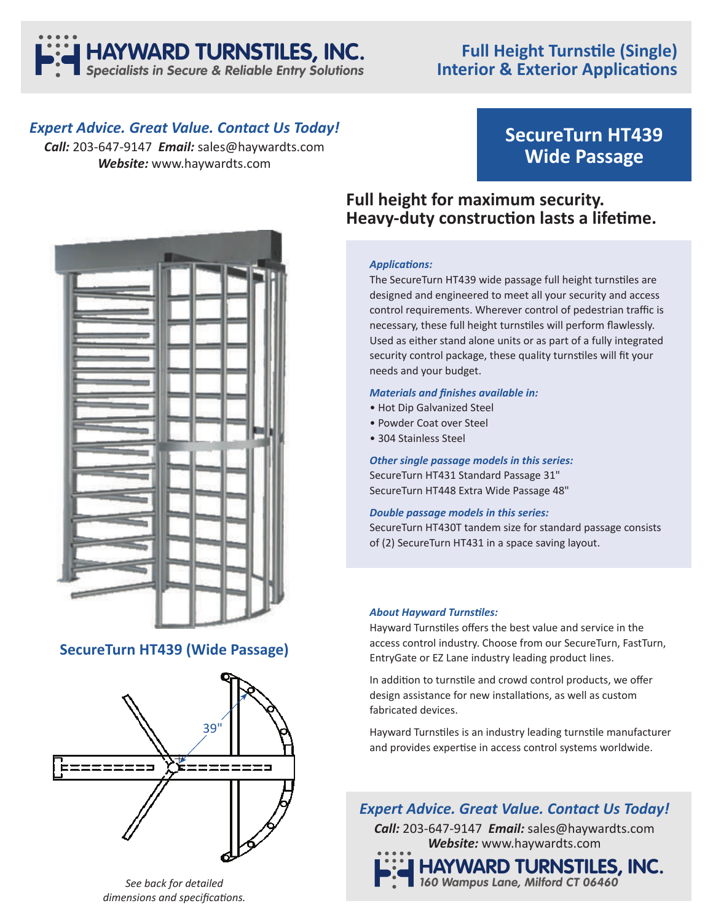# HAYWARD TURNSTILES, INC.

*Specialists in Secure & Reliable Entry Solutions*

## Full Height Turnstile (Single)
## Interior & Exterior Applications

***Expert Advice. Great Value. Contact Us Today!***

***Call:*** 203-647-9147 ***Email:*** sales@haywardts.com
***Website:*** www.haywardts.com

## SecureTurn HT439 Wide Passage

### Full height for maximum security. Heavy-duty construction lasts a lifetime.

***Applications:***

The SecureTurn HT439 wide passage full height turnstiles are designed and engineered to meet all your security and access control requirements. Wherever control of pedestrian traffic is necessary, these full height turnstiles will perform flawlessly. Used as either stand alone units or as part of a fully integrated security control package, these quality turnstiles will fit your needs and your budget.

***Materials and finishes available in:***

- Hot Dip Galvanized Steel
- Powder Coat over Steel
- 304 Stainless Steel

***Other single passage models in this series:***

SecureTurn HT431 Standard Passage 31"
SecureTurn HT448 Extra Wide Passage 48"

***Double passage models in this series:***

SecureTurn HT430T tandem size for standard passage consists of (2) SecureTurn HT431 in a space saving layout.

**SecureTurn HT439 (Wide Passage)**

39"

*See back for detailed dimensions and specifications.*

***About Hayward Turnstiles:***

Hayward Turnstiles offers the best value and service in the access control industry. Choose from our SecureTurn, FastTurn, EntryGate or EZ Lane industry leading product lines.

In addition to turnstile and crowd control products, we offer design assistance for new installations, as well as custom fabricated devices.

Hayward Turnstiles is an industry leading turnstile manufacturer and provides expertise in access control systems worldwide.

***Expert Advice. Great Value. Contact Us Today!***

***Call:*** 203-647-9147 ***Email:*** sales@haywardts.com
***Website:*** www.haywardts.com

**HAYWARD TURNSTILES, INC.**
*160 Wampus Lane, Milford CT 06460*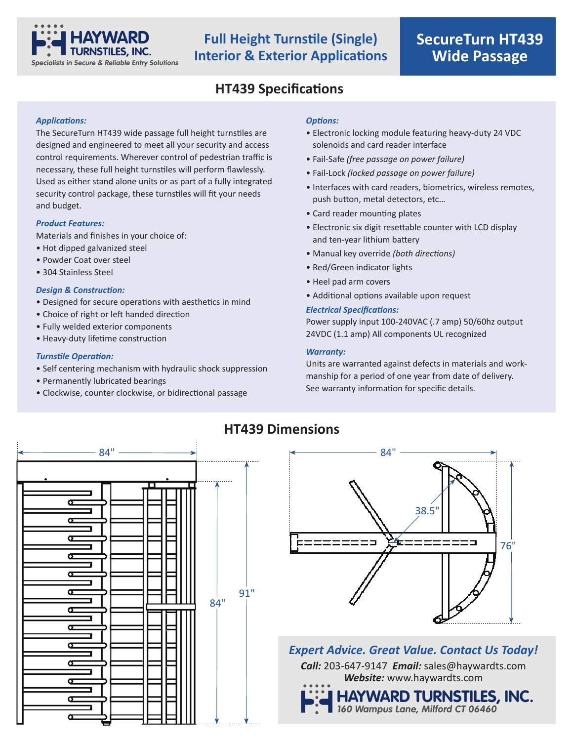# Full Height Turnstile (Single) Interior & Exterior Applications

# SecureTurn HT439 Wide Passage

HAYWARD TURNSTILES, INC.
*Specialists in Secure & Reliable Entry Solutions*

## HT439 Specifications

### *Applications:*

The SecureTurn HT439 wide passage full height turnstiles are designed and engineered to meet all your security and access control requirements. Wherever control of pedestrian traffic is necessary, these full height turnstiles will perform flawlessly. Used as either stand alone units or as part of a fully integrated security control package, these turnstiles will fit your needs and budget.

### *Product Features:*

Materials and finishes in your choice of:

- Hot dipped galvanized steel
- Powder Coat over steel
- 304 Stainless Steel

### *Design & Construction:*

- Designed for secure operations with aesthetics in mind
- Choice of right or left handed direction
- Fully welded exterior components
- Heavy-duty lifetime construction

### *Turnstile Operation:*

- Self centering mechanism with hydraulic shock suppression
- Permanently lubricated bearings
- Clockwise, counter clockwise, or bidirectional passage

### *Options:*

- Electronic locking module featuring heavy-duty 24 VDC solenoids and card reader interface
- Fail-Safe *(free passage on power failure)*
- Fail-Lock *(locked passage on power failure)*
- Interfaces with card readers, biometrics, wireless remotes, push button, metal detectors, etc…
- Card reader mounting plates
- Electronic six digit resettable counter with LCD display and ten-year lithium battery
- Manual key override *(both directions)*
- Red/Green indicator lights
- Heel pad arm covers
- Additional options available upon request

### *Electrical Specifications:*

Power supply input 100-240VAC (.7 amp) 50/60hz output 24VDC (1.1 amp) All components UL recognized

### *Warranty:*

Units are warranted against defects in materials and workmanship for a period of one year from date of delivery. See warranty information for specific details.

## HT439 Dimensions

84"

84"

91"

84"

38.5"

76"

***Expert Advice. Great Value. Contact Us Today!***

***Call:*** 203-647-9147 ***Email:*** sales@haywardts.com
***Website:*** www.haywardts.com

**HAYWARD TURNSTILES, INC.**
*160 Wampus Lane, Milford CT 06460*